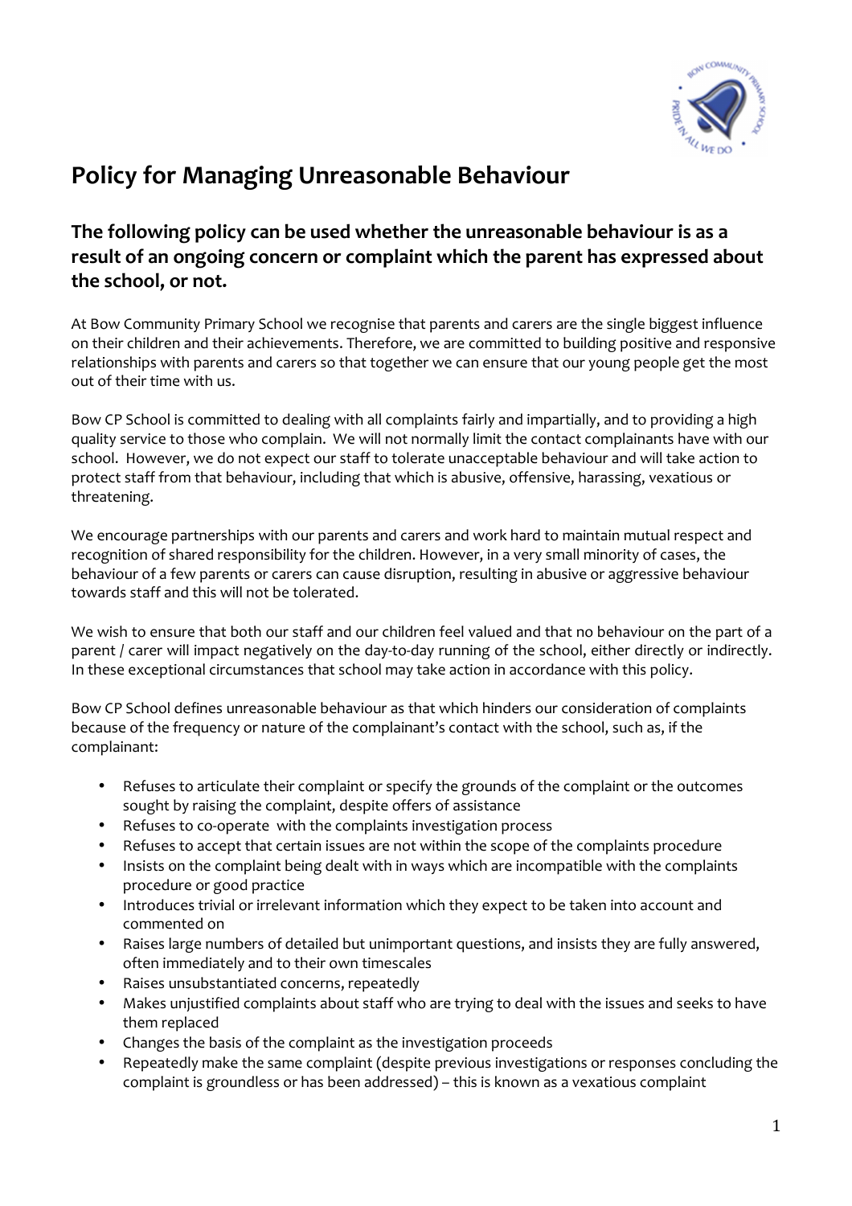# Policy for Managing Unreasonable Behaviour

## The following policy can be used whether the unreasonable behaviour is as a result of an ongoing concern or complaint which the parent has expressed about the school, or not.

At Bow Community Primary School we recognise that parents and carers are the single biggest influence on their children and their achievements. Therefore, we are committed to building positive and responsive relationships with parents and carers so that together we can ensure that our young people get the most out of their time with us.

Bow CP School is committed to dealing with all complaints fairly and impartially, and to providing a high quality service to those who complain. We will not normally limit the contact complainants have with our school. However, we do not expect our staff to tolerate unacceptable behaviour and will take action to protect staff from that behaviour, including that which is abusive, offensive, harassing, vexatious or threatening.

We encourage partnerships with our parents and carers and work hard to maintain mutual respect and recognition of shared responsibility for the children. However, in a very small minority of cases, the behaviour of a few parents or carers can cause disruption, resulting in abusive or aggressive behaviour towards staff and this will not be tolerated.

We wish to ensure that both our staff and our children feel valued and that no behaviour on the part of a parent / carer will impact negatively on the day-to-day running of the school, either directly or indirectly. In these exceptional circumstances that school may take action in accordance with this policy.

Bow CP School defines unreasonable behaviour as that which hinders our consideration of complaints because of the frequency or nature of the complainant's contact with the school, such as, if the complainant:

- Refuses to articulate their complaint or specify the grounds of the complaint or the outcomes sought by raising the complaint, despite offers of assistance
- Refuses to co-operate with the complaints investigation process
- Refuses to accept that certain issues are not within the scope of the complaints procedure
- Insists on the complaint being dealt with in ways which are incompatible with the complaints procedure or good practice
- Introduces trivial or irrelevant information which they expect to be taken into account and commented on
- Raises large numbers of detailed but unimportant questions, and insists they are fully answered, often immediately and to their own timescales
- Raises unsubstantiated concerns, repeatedly
- Makes unjustified complaints about staff who are trying to deal with the issues and seeks to have them replaced
- Changes the basis of the complaint as the investigation proceeds
- Repeatedly make the same complaint (despite previous investigations or responses concluding the complaint is groundless or has been addressed) – this is known as a vexatious complaint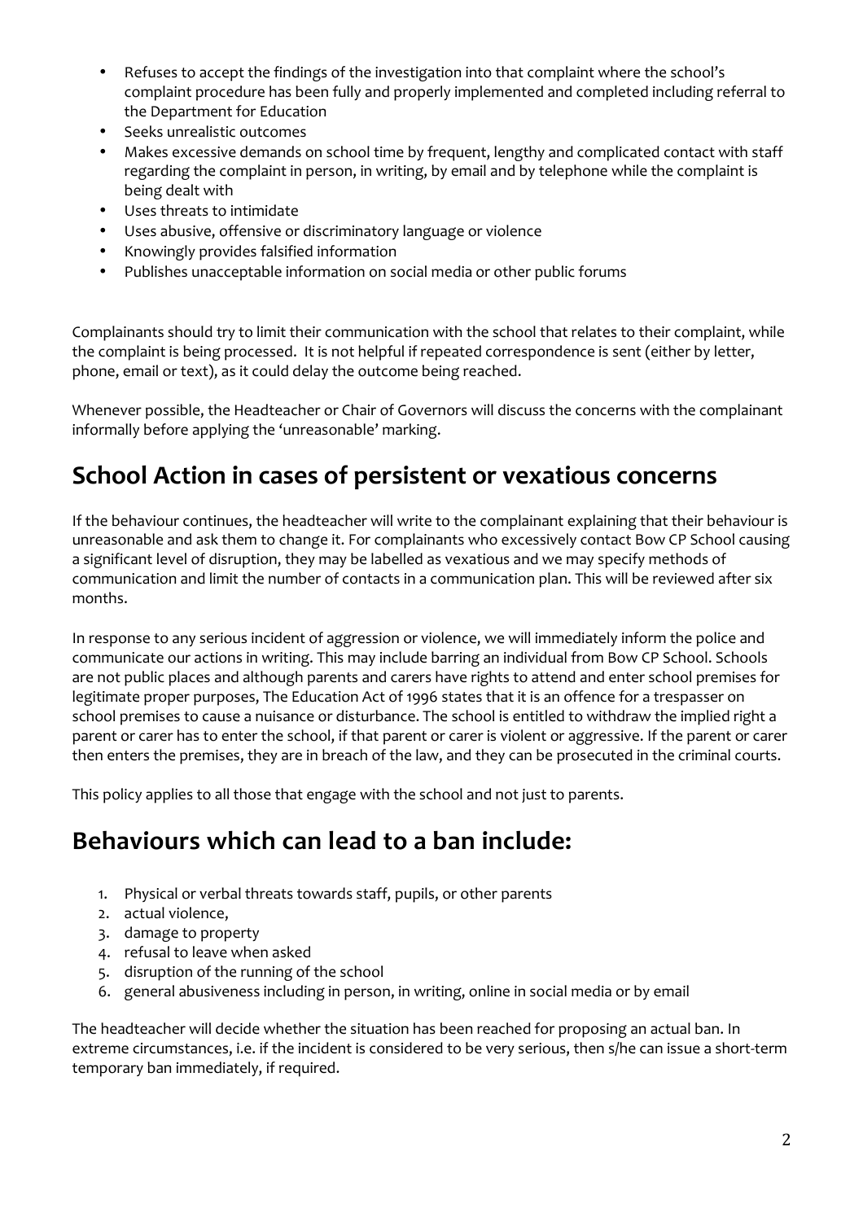- Refuses to accept the findings of the investigation into that complaint where the school's complaint procedure has been fully and properly implemented and completed including referral to the Department for Education
- Seeks unrealistic outcomes
- Makes excessive demands on school time by frequent, lengthy and complicated contact with staff regarding the complaint in person, in writing, by email and by telephone while the complaint is being dealt with
- Uses threats to intimidate
- Uses abusive, offensive or discriminatory language or violence
- Knowingly provides falsified information
- Publishes unacceptable information on social media or other public forums

Complainants should try to limit their communication with the school that relates to their complaint, while the complaint is being processed. It is not helpful if repeated correspondence is sent (either by letter, phone, email or text), as it could delay the outcome being reached.

Whenever possible, the Headteacher or Chair of Governors will discuss the concerns with the complainant informally before applying the 'unreasonable' marking.

## School Action in cases of persistent or vexatious concerns

If the behaviour continues, the headteacher will write to the complainant explaining that their behaviour is unreasonable and ask them to change it. For complainants who excessively contact Bow CP School causing a significant level of disruption, they may be labelled as vexatious and we may specify methods of communication and limit the number of contacts in a communication plan. This will be reviewed after six months.

In response to any serious incident of aggression or violence, we will immediately inform the police and communicate our actions in writing. This may include barring an individual from Bow CP School. Schools are not public places and although parents and carers have rights to attend and enter school premises for legitimate proper purposes, The Education Act of 1996 states that it is an offence for a trespasser on school premises to cause a nuisance or disturbance. The school is entitled to withdraw the implied right a parent or carer has to enter the school, if that parent or carer is violent or aggressive. If the parent or carer then enters the premises, they are in breach of the law, and they can be prosecuted in the criminal courts.

This policy applies to all those that engage with the school and not just to parents.

## Behaviours which can lead to a ban include:

1. Physical or verbal threats towards staff, pupils, or other parents
2. actual violence,
3. damage to property
4. refusal to leave when asked
5. disruption of the running of the school
6. general abusiveness including in person, in writing, online in social media or by email

The headteacher will decide whether the situation has been reached for proposing an actual ban. In extreme circumstances, i.e. if the incident is considered to be very serious, then s/he can issue a short-term temporary ban immediately, if required.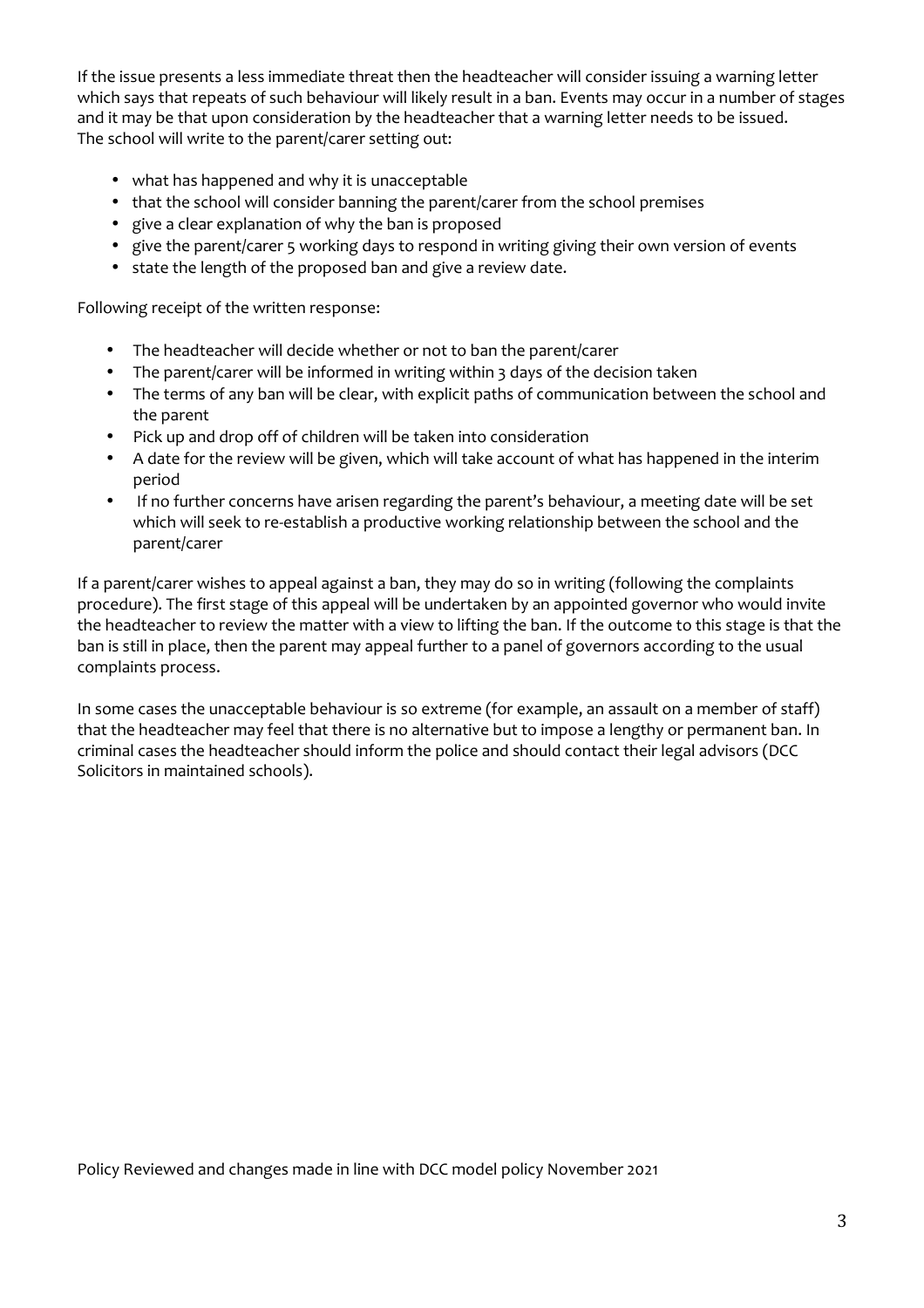If the issue presents a less immediate threat then the headteacher will consider issuing a warning letter which says that repeats of such behaviour will likely result in a ban. Events may occur in a number of stages and it may be that upon consideration by the headteacher that a warning letter needs to be issued.
The school will write to the parent/carer setting out:

- what has happened and why it is unacceptable
- that the school will consider banning the parent/carer from the school premises
- give a clear explanation of why the ban is proposed
- give the parent/carer 5 working days to respond in writing giving their own version of events
- state the length of the proposed ban and give a review date.

Following receipt of the written response:

- The headteacher will decide whether or not to ban the parent/carer
- The parent/carer will be informed in writing within 3 days of the decision taken
- The terms of any ban will be clear, with explicit paths of communication between the school and the parent
- Pick up and drop off of children will be taken into consideration
- A date for the review will be given, which will take account of what has happened in the interim period
- If no further concerns have arisen regarding the parent's behaviour, a meeting date will be set which will seek to re-establish a productive working relationship between the school and the parent/carer

If a parent/carer wishes to appeal against a ban, they may do so in writing (following the complaints procedure). The first stage of this appeal will be undertaken by an appointed governor who would invite the headteacher to review the matter with a view to lifting the ban. If the outcome to this stage is that the ban is still in place, then the parent may appeal further to a panel of governors according to the usual complaints process.

In some cases the unacceptable behaviour is so extreme (for example, an assault on a member of staff) that the headteacher may feel that there is no alternative but to impose a lengthy or permanent ban. In criminal cases the headteacher should inform the police and should contact their legal advisors (DCC Solicitors in maintained schools).

Policy Reviewed and changes made in line with DCC model policy November 2021